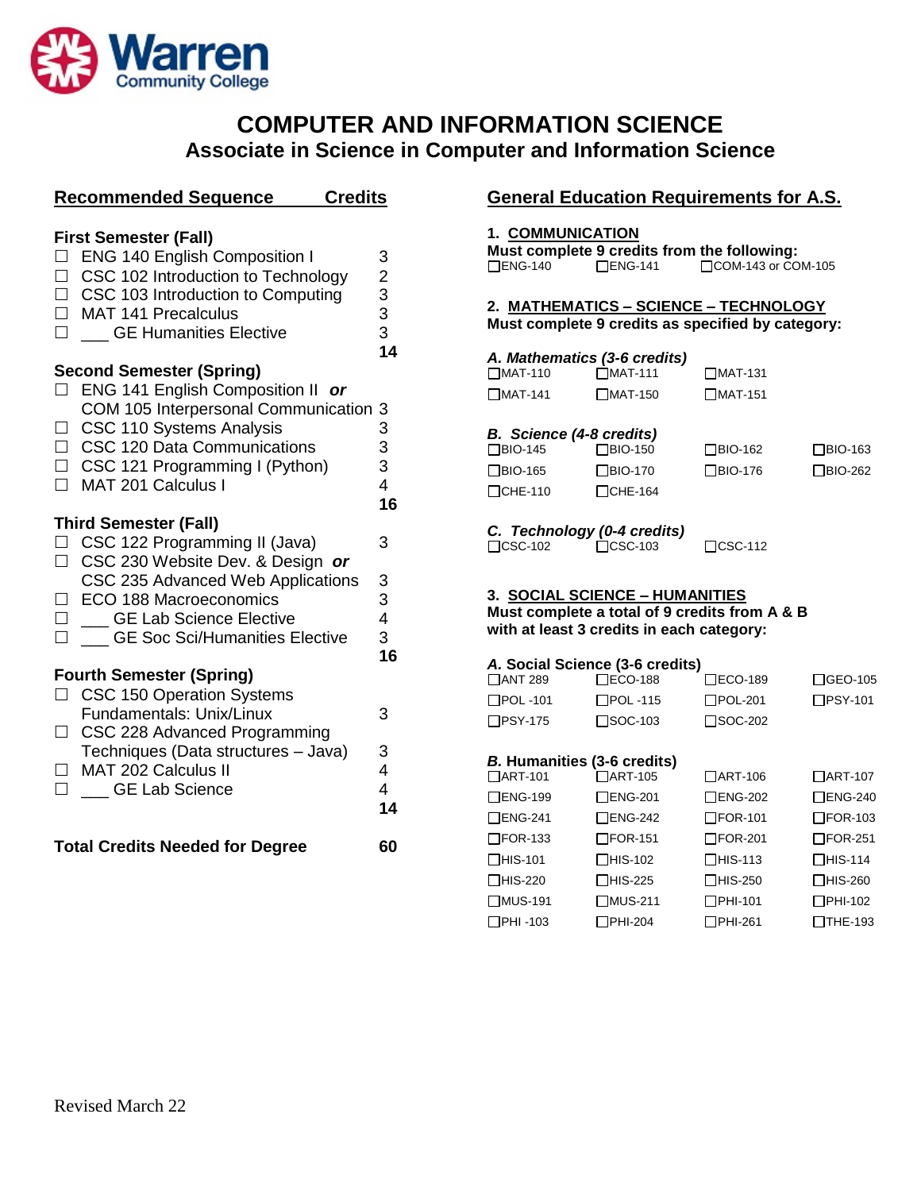Warren Community College

# COMPUTER AND INFORMATION SCIENCE

## Associate in Science in Computer and Information Science

## Recommended Sequence

| Course | Credits |
|---|---|
| **First Semester (Fall)** | |
| ☐ ENG 140 English Composition I | 3 |
| ☐ CSC 102 Introduction to Technology | 2 |
| ☐ CSC 103 Introduction to Computing | 3 |
| ☐ MAT 141 Precalculus | 3 |
| ☐ ___ GE Humanities Elective | 3 |
| | **14** |
| **Second Semester (Spring)** | |
| ☐ ENG 141 English Composition II ***or*** COM 105 Interpersonal Communication | 3 |
| ☐ CSC 110 Systems Analysis | 3 |
| ☐ CSC 120 Data Communications | 3 |
| ☐ CSC 121 Programming I (Python) | 3 |
| ☐ MAT 201 Calculus I | 4 |
| | **16** |
| **Third Semester (Fall)** | |
| ☐ CSC 122 Programming II (Java) | 3 |
| ☐ CSC 230 Website Dev. & Design ***or*** CSC 235 Advanced Web Applications | 3 |
| ☐ ECO 188 Macroeconomics | 3 |
| ☐ ___ GE Lab Science Elective | 4 |
| ☐ ___ GE Soc Sci/Humanities Elective | 3 |
| | **16** |
| **Fourth Semester (Spring)** | |
| ☐ CSC 150 Operation Systems Fundamentals: Unix/Linux | 3 |
| ☐ CSC 228 Advanced Programming Techniques (Data structures – Java) | 3 |
| ☐ MAT 202 Calculus II | 4 |
| ☐ ___ GE Lab Science | 4 |
| | **14** |
| **Total Credits Needed for Degree** | **60** |

## General Education Requirements for A.S.

### 1. COMMUNICATION

**Must complete 9 credits from the following:**

☐ENG-140 ☐ENG-141 ☐COM-143 or COM-105

### 2. MATHEMATICS – SCIENCE – TECHNOLOGY

**Must complete 9 credits as specified by category:**

***A. Mathematics (3-6 credits)***

| | | |
|---|---|---|
| ☐MAT-110 | ☐MAT-111 | ☐MAT-131 |
| ☐MAT-141 | ☐MAT-150 | ☐MAT-151 |

***B. Science (4-8 credits)***

| | | | |
|---|---|---|---|
| ☐BIO-145 | ☐BIO-150 | ☐BIO-162 | ☐BIO-163 |
| ☐BIO-165 | ☐BIO-170 | ☐BIO-176 | ☐BIO-262 |
| ☐CHE-110 | ☐CHE-164 | | |

***C. Technology (0-4 credits)***

| | | |
|---|---|---|
| ☐CSC-102 | ☐CSC-103 | ☐CSC-112 |

### 3. SOCIAL SCIENCE – HUMANITIES

**Must complete a total of 9 credits from A & B with at least 3 credits in each category:**

***A.* Social Science (3-6 credits)**

| | | | |
|---|---|---|---|
| ☐ANT 289 | ☐ECO-188 | ☐ECO-189 | ☐GEO-105 |
| ☐POL -101 | ☐POL -115 | ☐POL-201 | ☐PSY-101 |
| ☐PSY-175 | ☐SOC-103 | ☐SOC-202 | |

***B.* Humanities (3-6 credits)**

| | | | |
|---|---|---|---|
| ☐ART-101 | ☐ART-105 | ☐ART-106 | ☐ART-107 |
| ☐ENG-199 | ☐ENG-201 | ☐ENG-202 | ☐ENG-240 |
| ☐ENG-241 | ☐ENG-242 | ☐FOR-101 | ☐FOR-103 |
| ☐FOR-133 | ☐FOR-151 | ☐FOR-201 | ☐FOR-251 |
| ☐HIS-101 | ☐HIS-102 | ☐HIS-113 | ☐HIS-114 |
| ☐HIS-220 | ☐HIS-225 | ☐HIS-250 | ☐HIS-260 |
| ☐MUS-191 | ☐MUS-211 | ☐PHI-101 | ☐PHI-102 |
| ☐PHI -103 | ☐PHI-204 | ☐PHI-261 | ☐THE-193 |

Revised March 22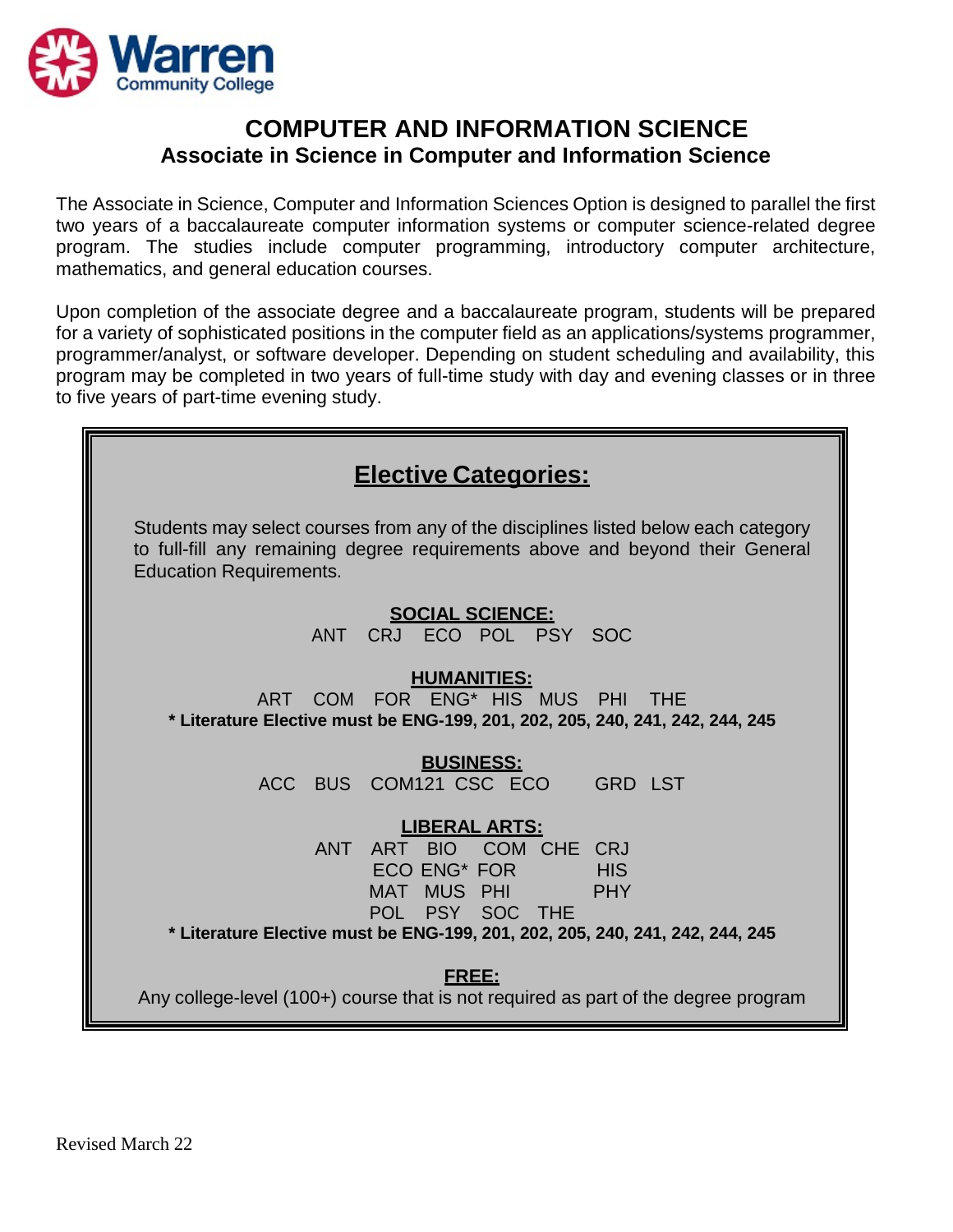# COMPUTER AND INFORMATION SCIENCE

## Associate in Science in Computer and Information Science

The Associate in Science, Computer and Information Sciences Option is designed to parallel the first two years of a baccalaureate computer information systems or computer science-related degree program. The studies include computer programming, introductory computer architecture, mathematics, and general education courses.

Upon completion of the associate degree and a baccalaureate program, students will be prepared for a variety of sophisticated positions in the computer field as an applications/systems programmer, programmer/analyst, or software developer. Depending on student scheduling and availability, this program may be completed in two years of full-time study with day and evening classes or in three to five years of part-time evening study.

### Elective Categories:

Students may select courses from any of the disciplines listed below each category to full-fill any remaining degree requirements above and beyond their General Education Requirements.

**SOCIAL SCIENCE:**

ANT CRJ ECO POL PSY SOC

**HUMANITIES:**

ART COM FOR ENG* HIS MUS PHI THE

**\* Literature Elective must be ENG-199, 201, 202, 205, 240, 241, 242, 244, 245**

**BUSINESS:**

ACC BUS COM121 CSC ECO GRD LST

**LIBERAL ARTS:**

ANT ART BIO COM CHE CRJ
ECO ENG* FOR HIS
MAT MUS PHI PHY
POL PSY SOC THE

**\* Literature Elective must be ENG-199, 201, 202, 205, 240, 241, 242, 244, 245**

**FREE:**

Any college-level (100+) course that is not required as part of the degree program

Revised March 22